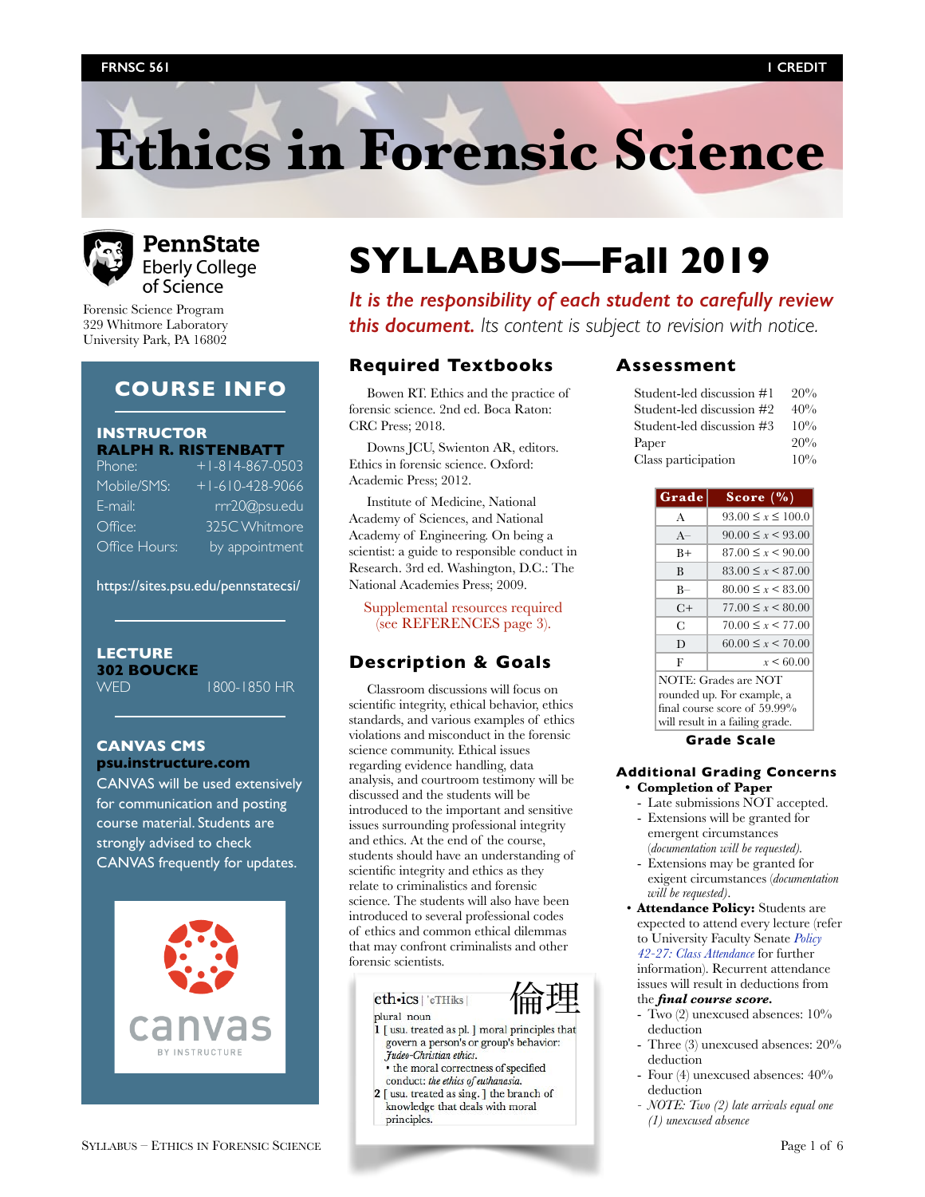FRNSC 561 | 1 CREDIT

# Ethics in Forensic Science

PennState Eberly College of Science

Forensic Science Program
329 Whitmore Laboratory
University Park, PA 16802

## COURSE INFO

**INSTRUCTOR**
**RALPH R. RISTENBATT**

| | |
|---|---|
| Phone: | +1-814-867-0503 |
| Mobile/SMS: | +1-610-428-9066 |
| E-mail: | rrr20@psu.edu |
| Office: | 325C Whitmore |
| Office Hours: | by appointment |

https://sites.psu.edu/pennstatecsi/

**LECTURE**
**302 BOUCKE**
WED 1800-1850 HR

**CANVAS CMS**
**psu.instructure.com**
CANVAS will be used extensively for communication and posting course material. Students are strongly advised to check CANVAS frequently for updates.

# SYLLABUS—Fall 2019

***It is the responsibility of each student to carefully review this document.*** *Its content is subject to revision with notice.*

## Required Textbooks

Bowen RT. Ethics and the practice of forensic science. 2nd ed. Boca Raton: CRC Press; 2018.

Downs JCU, Swienton AR, editors. Ethics in forensic science. Oxford: Academic Press; 2012.

Institute of Medicine, National Academy of Sciences, and National Academy of Engineering. On being a scientist: a guide to responsible conduct in Research. 3rd ed. Washington, D.C.: The National Academies Press; 2009.

Supplemental resources required (see REFERENCES page 3).

## Description & Goals

Classroom discussions will focus on scientific integrity, ethical behavior, ethics standards, and various examples of ethics violations and misconduct in the forensic science community. Ethical issues regarding evidence handling, data analysis, and courtroom testimony will be discussed and the students will be introduced to the important and sensitive issues surrounding professional integrity and ethics. At the end of the course, students should have an understanding of scientific integrity and ethics as they relate to criminalistics and forensic science. The students will also have been introduced to several professional codes of ethics and common ethical dilemmas that may confront criminalistics and other forensic scientists.

eth·ics | ˈeTHiks | 倫理
plural noun
1 [ usu. treated as pl. ] moral principles that govern a person's or group's behavior: *Judeo-Christian ethics*.
• the moral correctness of specified conduct: *the ethics of euthanasia*.
2 [ usu. treated as sing. ] the branch of knowledge that deals with moral principles.

## Assessment

| | |
|---|---|
| Student-led discussion #1 | 20% |
| Student-led discussion #2 | 40% |
| Student-led discussion #3 | 10% |
| Paper | 20% |
| Class participation | 10% |

| Grade | Score (%) |
|---|---|
| A | $93.00 \le x \le 100.0$ |
| A– | $90.00 \le x < 93.00$ |
| B+ | $87.00 \le x < 90.00$ |
| B | $83.00 \le x < 87.00$ |
| B– | $80.00 \le x < 83.00$ |
| C+ | $77.00 \le x < 80.00$ |
| C | $70.00 \le x < 77.00$ |
| D | $60.00 \le x < 70.00$ |
| F | $x < 60.00$ |

NOTE: Grades are NOT rounded up. For example, a final course score of 59.99% will result in a failing grade.

**Grade Scale**

### Additional Grading Concerns

- **Completion of Paper**
  - Late submissions NOT accepted.
  - Extensions will be granted for emergent circumstances *(documentation will be requested)*.
  - Extensions may be granted for exigent circumstances *(documentation will be requested)*.
- **Attendance Policy:** Students are expected to attend every lecture (refer to University Faculty Senate *Policy 42-27: Class Attendance* for further information). Recurrent attendance issues will result in deductions from the ***final course score.***
  - Two (2) unexcused absences: 10% deduction
  - Three (3) unexcused absences: 20% deduction
  - Four (4) unexcused absences: 40% deduction
  - *NOTE: Two (2) late arrivals equal one (1) unexcused absence*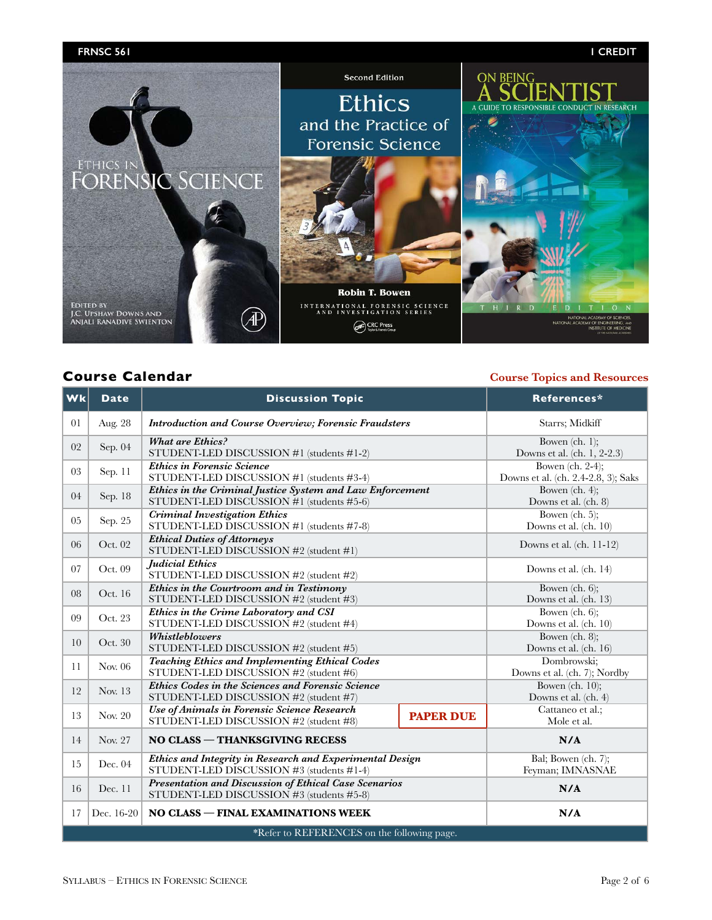**FRNSC 561** | **1 CREDIT**

## Course Calendar

**Course Topics and Resources**

| Wk | Date | Discussion Topic | References* |
|---|---|---|---|
| 01 | Aug. 28 | ***Introduction and Course Overview; Forensic Fraudsters*** | Starrs; Midkiff |
| 02 | Sep. 04 | ***What are Ethics?*** STUDENT-LED DISCUSSION #1 (students #1-2) | Bowen (ch. 1); Downs et al. (ch. 1, 2-2.3) |
| 03 | Sep. 11 | ***Ethics in Forensic Science*** STUDENT-LED DISCUSSION #1 (students #3-4) | Bowen (ch. 2-4); Downs et al. (ch. 2.4-2.8, 3); Saks |
| 04 | Sep. 18 | ***Ethics in the Criminal Justice System and Law Enforcement*** STUDENT-LED DISCUSSION #1 (students #5-6) | Bowen (ch. 4); Downs et al. (ch. 8) |
| 05 | Sep. 25 | ***Criminal Investigation Ethics*** STUDENT-LED DISCUSSION #1 (students #7-8) | Bowen (ch. 5); Downs et al. (ch. 10) |
| 06 | Oct. 02 | ***Ethical Duties of Attorneys*** STUDENT-LED DISCUSSION #2 (student #1) | Downs et al. (ch. 11-12) |
| 07 | Oct. 09 | ***Judicial Ethics*** STUDENT-LED DISCUSSION #2 (student #2) | Downs et al. (ch. 14) |
| 08 | Oct. 16 | ***Ethics in the Courtroom and in Testimony*** STUDENT-LED DISCUSSION #2 (student #3) | Bowen (ch. 6); Downs et al. (ch. 13) |
| 09 | Oct. 23 | ***Ethics in the Crime Laboratory and CSI*** STUDENT-LED DISCUSSION #2 (student #4) | Bowen (ch. 6); Downs et al. (ch. 10) |
| 10 | Oct. 30 | ***Whistleblowers*** STUDENT-LED DISCUSSION #2 (student #5) | Bowen (ch. 8); Downs et al. (ch. 16) |
| 11 | Nov. 06 | ***Teaching Ethics and Implementing Ethical Codes*** STUDENT-LED DISCUSSION #2 (student #6) | Dombrowski; Downs et al. (ch. 7); Nordby |
| 12 | Nov. 13 | ***Ethics Codes in the Sciences and Forensic Science*** STUDENT-LED DISCUSSION #2 (student #7) | Bowen (ch. 10); Downs et al. (ch. 4) |
| 13 | Nov. 20 | ***Use of Animals in Forensic Science Research*** STUDENT-LED DISCUSSION #2 (student #8) **PAPER DUE** | Cattaneo et al.; Mole et al. |
| 14 | Nov. 27 | **NO CLASS — THANKSGIVING RECESS** | **N/A** |
| 15 | Dec. 04 | ***Ethics and Integrity in Research and Experimental Design*** STUDENT-LED DISCUSSION #3 (students #1-4) | Bal; Bowen (ch. 7); Feyman; IMNASNAE |
| 16 | Dec. 11 | ***Presentation and Discussion of Ethical Case Scenarios*** STUDENT-LED DISCUSSION #3 (students #5-8) | **N/A** |
| 17 | Dec. 16-20 | **NO CLASS — FINAL EXAMINATIONS WEEK** | **N/A** |

*Refer to REFERENCES on the following page.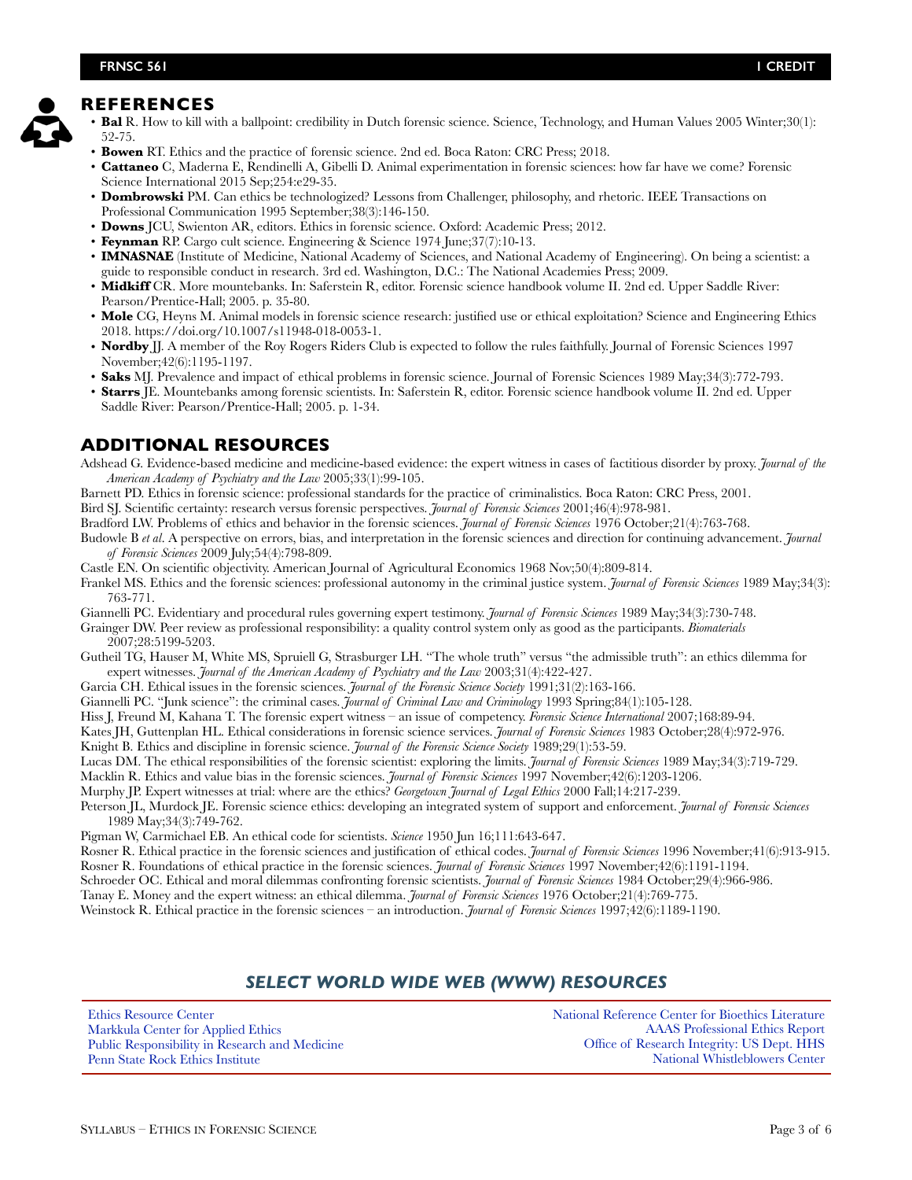## REFERENCES

- **Bal** R. How to kill with a ballpoint: credibility in Dutch forensic science. Science, Technology, and Human Values 2005 Winter;30(1): 52-75.
- **Bowen** RT. Ethics and the practice of forensic science. 2nd ed. Boca Raton: CRC Press; 2018.
- **Cattaneo** C, Maderna E, Rendinelli A, Gibelli D. Animal experimentation in forensic sciences: how far have we come? Forensic Science International 2015 Sep;254:e29-35.
- **Dombrowski** PM. Can ethics be technologized? Lessons from Challenger, philosophy, and rhetoric. IEEE Transactions on Professional Communication 1995 September;38(3):146-150.
- **Downs** JCU, Swienton AR, editors. Ethics in forensic science. Oxford: Academic Press; 2012.
- **Feynman** RP. Cargo cult science. Engineering & Science 1974 June;37(7):10-13.
- **IMNASNAE** (Institute of Medicine, National Academy of Sciences, and National Academy of Engineering). On being a scientist: a guide to responsible conduct in research. 3rd ed. Washington, D.C.: The National Academies Press; 2009.
- **Midkiff** CR. More mountebanks. In: Saferstein R, editor. Forensic science handbook volume II. 2nd ed. Upper Saddle River: Pearson/Prentice-Hall; 2005. p. 35-80.
- **Mole** CG, Heyns M. Animal models in forensic science research: justified use or ethical exploitation? Science and Engineering Ethics 2018. https://doi.org/10.1007/s11948-018-0053-1.
- **Nordby** JJ. A member of the Roy Rogers Riders Club is expected to follow the rules faithfully. Journal of Forensic Sciences 1997 November;42(6):1195-1197.
- **Saks** MJ. Prevalence and impact of ethical problems in forensic science. Journal of Forensic Sciences 1989 May;34(3):772-793.
- **Starrs** JE. Mountebanks among forensic scientists. In: Saferstein R, editor. Forensic science handbook volume II. 2nd ed. Upper Saddle River: Pearson/Prentice-Hall; 2005. p. 1-34.

## ADDITIONAL RESOURCES

Adshead G. Evidence-based medicine and medicine-based evidence: the expert witness in cases of factitious disorder by proxy. *Journal of the American Academy of Psychiatry and the Law* 2005;33(1):99-105.

Barnett PD. Ethics in forensic science: professional standards for the practice of criminalistics. Boca Raton: CRC Press, 2001.

Bird SJ. Scientific certainty: research versus forensic perspectives. *Journal of Forensic Sciences* 2001;46(4):978-981.

Bradford LW. Problems of ethics and behavior in the forensic sciences. *Journal of Forensic Sciences* 1976 October;21(4):763-768.

Budowle B *et al*. A perspective on errors, bias, and interpretation in the forensic sciences and direction for continuing advancement. *Journal of Forensic Sciences* 2009 July;54(4):798-809.

Castle EN. On scientific objectivity. American Journal of Agricultural Economics 1968 Nov;50(4):809-814.

Frankel MS. Ethics and the forensic sciences: professional autonomy in the criminal justice system. *Journal of Forensic Sciences* 1989 May;34(3): 763-771.

Giannelli PC. Evidentiary and procedural rules governing expert testimony. *Journal of Forensic Sciences* 1989 May;34(3):730-748.

Grainger DW. Peer review as professional responsibility: a quality control system only as good as the participants. *Biomaterials* 2007;28:5199-5203.

Gutheil TG, Hauser M, White MS, Spruiell G, Strasburger LH. "The whole truth" versus "the admissible truth": an ethics dilemma for expert witnesses. *Journal of the American Academy of Psychiatry and the Law* 2003;31(4):422-427.

Garcia CH. Ethical issues in the forensic sciences. *Journal of the Forensic Science Society* 1991;31(2):163-166.

Giannelli PC. "Junk science": the criminal cases. *Journal of Criminal Law and Criminology* 1993 Spring;84(1):105-128.

Hiss J, Freund M, Kahana T. The forensic expert witness – an issue of competency. *Forensic Science International* 2007;168:89-94.

Kates JH, Guttenplan HL. Ethical considerations in forensic science services. *Journal of Forensic Sciences* 1983 October;28(4):972-976.

Knight B. Ethics and discipline in forensic science. *Journal of the Forensic Science Society* 1989;29(1):53-59.

Lucas DM. The ethical responsibilities of the forensic scientist: exploring the limits. *Journal of Forensic Sciences* 1989 May;34(3):719-729.

Macklin R. Ethics and value bias in the forensic sciences. *Journal of Forensic Sciences* 1997 November;42(6):1203-1206.

Murphy JP. Expert witnesses at trial: where are the ethics? *Georgetown Journal of Legal Ethics* 2000 Fall;14:217-239.

Peterson JL, Murdock JE. Forensic science ethics: developing an integrated system of support and enforcement. *Journal of Forensic Sciences* 1989 May;34(3):749-762.

Pigman W, Carmichael EB. An ethical code for scientists. *Science* 1950 Jun 16;111:643-647.

Rosner R. Ethical practice in the forensic sciences and justification of ethical codes. *Journal of Forensic Sciences* 1996 November;41(6):913-915.

Rosner R. Foundations of ethical practice in the forensic sciences. *Journal of Forensic Sciences* 1997 November;42(6):1191-1194.

Schroeder OC. Ethical and moral dilemmas confronting forensic scientists. *Journal of Forensic Sciences* 1984 October;29(4):966-986.

Tanay E. Money and the expert witness: an ethical dilemma. *Journal of Forensic Sciences* 1976 October;21(4):769-775.

Weinstock R. Ethical practice in the forensic sciences – an introduction. *Journal of Forensic Sciences* 1997;42(6):1189-1190.

## *SELECT WORLD WIDE WEB (WWW) RESOURCES*

| | |
|---|---|
| Ethics Resource Center | National Reference Center for Bioethics Literature |
| Markkula Center for Applied Ethics | AAAS Professional Ethics Report |
| Public Responsibility in Research and Medicine | Office of Research Integrity: US Dept. HHS |
| Penn State Rock Ethics Institute | National Whistleblowers Center |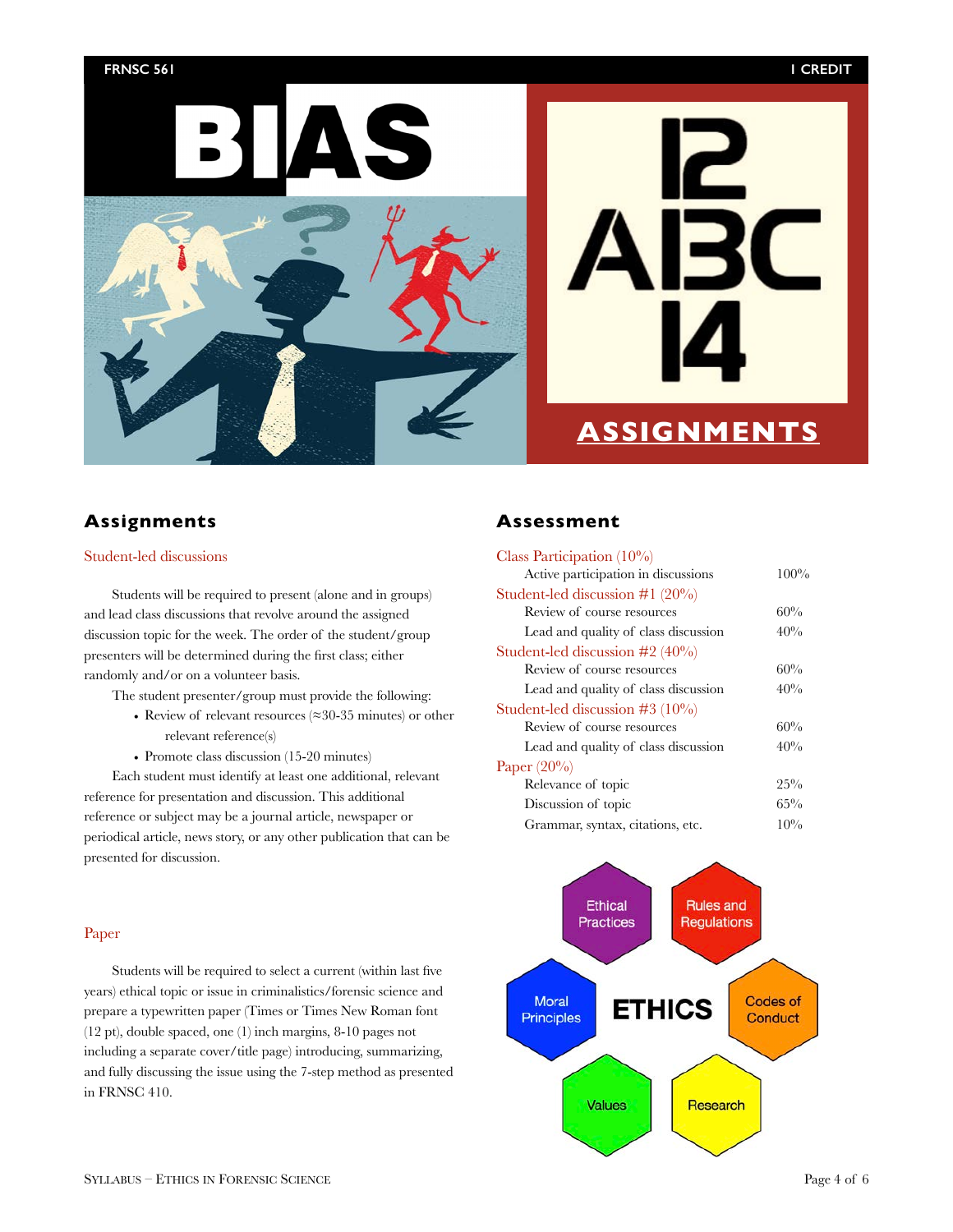## Assignments

### Student-led discussions

Students will be required to present (alone and in groups) and lead class discussions that revolve around the assigned discussion topic for the week. The order of the student/group presenters will be determined during the first class; either randomly and/or on a volunteer basis.

The student presenter/group must provide the following:

- Review of relevant resources (≈30-35 minutes) or other relevant reference(s)
- Promote class discussion (15-20 minutes)

Each student must identify at least one additional, relevant reference for presentation and discussion. This additional reference or subject may be a journal article, newspaper or periodical article, news story, or any other publication that can be presented for discussion.

### Paper

Students will be required to select a current (within last five years) ethical topic or issue in criminalistics/forensic science and prepare a typewritten paper (Times or Times New Roman font (12 pt), double spaced, one (1) inch margins, 8-10 pages not including a separate cover/title page) introducing, summarizing, and fully discussing the issue using the 7-step method as presented in FRNSC 410.

## Assessment

| Component | Weight |
|---|---|
| **Class Participation (10%)** | |
| Active participation in discussions | 100% |
| **Student-led discussion #1 (20%)** | |
| Review of course resources | 60% |
| Lead and quality of class discussion | 40% |
| **Student-led discussion #2 (40%)** | |
| Review of course resources | 60% |
| Lead and quality of class discussion | 40% |
| **Student-led discussion #3 (10%)** | |
| Review of course resources | 60% |
| Lead and quality of class discussion | 40% |
| **Paper (20%)** | |
| Relevance of topic | 25% |
| Discussion of topic | 65% |
| Grammar, syntax, citations, etc. | 10% |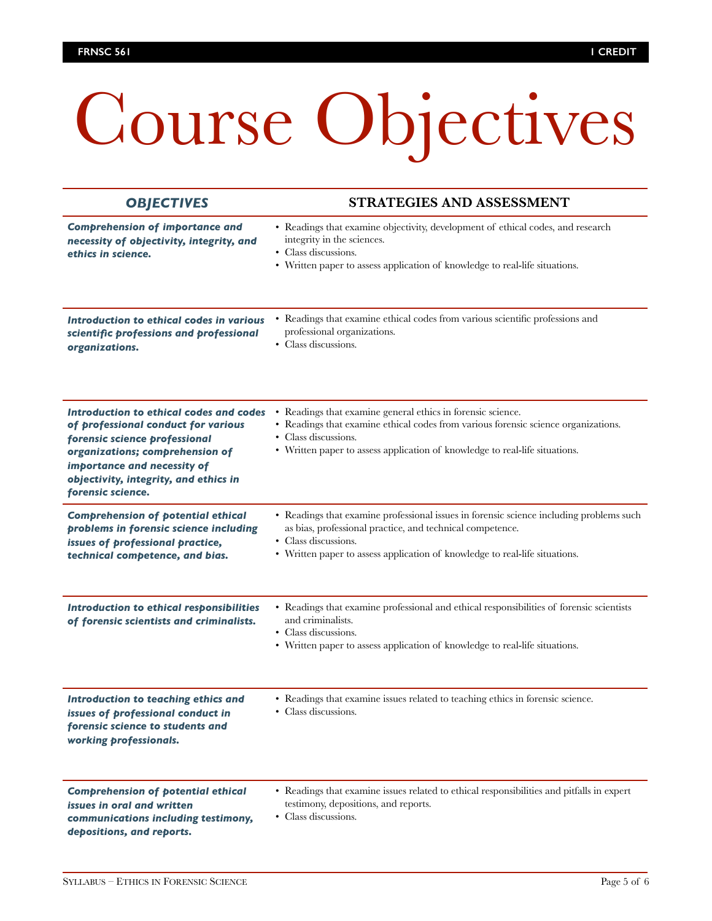# Course Objectives

| *OBJECTIVES* | STRATEGIES AND ASSESSMENT |
| --- | --- |
| ***Comprehension of importance and necessity of objectivity, integrity, and ethics in science.*** | • Readings that examine objectivity, development of ethical codes, and research integrity in the sciences.<br>• Class discussions.<br>• Written paper to assess application of knowledge to real-life situations. |
| ***Introduction to ethical codes in various scientific professions and professional organizations.*** | • Readings that examine ethical codes from various scientific professions and professional organizations.<br>• Class discussions. |
| ***Introduction to ethical codes and codes of professional conduct for various forensic science professional organizations; comprehension of importance and necessity of objectivity, integrity, and ethics in forensic science.*** | • Readings that examine general ethics in forensic science.<br>• Readings that examine ethical codes from various forensic science organizations.<br>• Class discussions.<br>• Written paper to assess application of knowledge to real-life situations. |
| ***Comprehension of potential ethical problems in forensic science including issues of professional practice, technical competence, and bias.*** | • Readings that examine professional issues in forensic science including problems such as bias, professional practice, and technical competence.<br>• Class discussions.<br>• Written paper to assess application of knowledge to real-life situations. |
| ***Introduction to ethical responsibilities of forensic scientists and criminalists.*** | • Readings that examine professional and ethical responsibilities of forensic scientists and criminalists.<br>• Class discussions.<br>• Written paper to assess application of knowledge to real-life situations. |
| ***Introduction to teaching ethics and issues of professional conduct in forensic science to students and working professionals.*** | • Readings that examine issues related to teaching ethics in forensic science.<br>• Class discussions. |
| ***Comprehension of potential ethical issues in oral and written communications including testimony, depositions, and reports.*** | • Readings that examine issues related to ethical responsibilities and pitfalls in expert testimony, depositions, and reports.<br>• Class discussions. |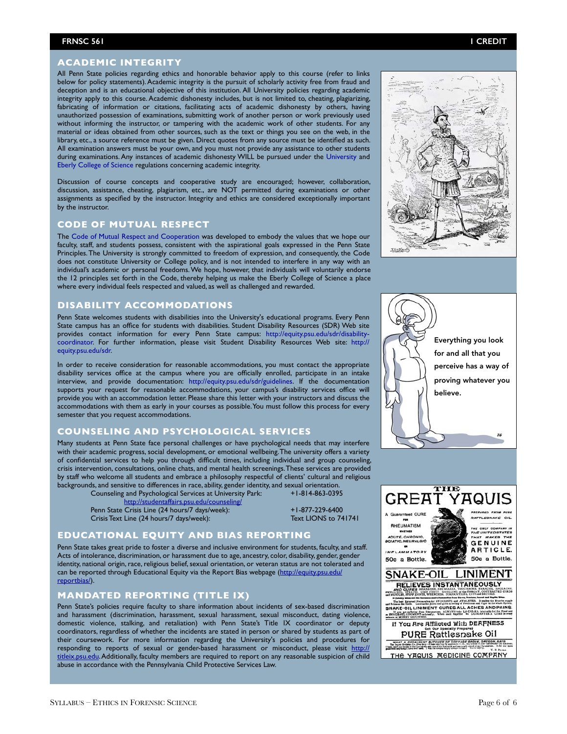## ACADEMIC INTEGRITY

All Penn State policies regarding ethics and honorable behavior apply to this course (refer to links below for policy statements). Academic integrity is the pursuit of scholarly activity free from fraud and deception and is an educational objective of this institution. All University policies regarding academic integrity apply to this course. Academic dishonesty includes, but is not limited to, cheating, plagiarizing, fabricating of information or citations, facilitating acts of academic dishonesty by others, having unauthorized possession of examinations, submitting work of another person or work previously used without informing the instructor, or tampering with the academic work of other students. For any material or ideas obtained from other sources, such as the text or things you see on the web, in the library, etc., a source reference must be given. Direct quotes from any source must be identified as such. All examination answers must be your own, and you must not provide any assistance to other students during examinations. Any instances of academic dishonesty WILL be pursued under the University and Eberly College of Science regulations concerning academic integrity.

Discussion of course concepts and cooperative study are encouraged; however, collaboration, discussion, assistance, cheating, plagiarism, etc., are NOT permitted during examinations or other assignments as specified by the instructor. Integrity and ethics are considered exceptionally important by the instructor.

## CODE OF MUTUAL RESPECT

The Code of Mutual Respect and Cooperation was developed to embody the values that we hope our faculty, staff, and students possess, consistent with the aspirational goals expressed in the Penn State Principles. The University is strongly committed to freedom of expression, and consequently, the Code does not constitute University or College policy, and is not intended to interfere in any way with an individual's academic or personal freedoms. We hope, however, that individuals will voluntarily endorse the 12 principles set forth in the Code, thereby helping us make the Eberly College of Science a place where every individual feels respected and valued, as well as challenged and rewarded.

## DISABILITY ACCOMMODATIONS

Penn State welcomes students with disabilities into the University's educational programs. Every Penn State campus has an office for students with disabilities. Student Disability Resources (SDR) Web site provides contact information for every Penn State campus: http://equity.psu.edu/sdr/disability-coordinator. For further information, please visit Student Disability Resources Web site: http://equity.psu.edu/sdr.

In order to receive consideration for reasonable accommodations, you must contact the appropriate disability services office at the campus where you are officially enrolled, participate in an intake interview, and provide documentation: http://equity.psu.edu/sdr/guidelines. If the documentation supports your request for reasonable accommodations, your campus's disability services office will provide you with an accommodation letter. Please share this letter with your instructors and discuss the accommodations with them as early in your courses as possible. You must follow this process for every semester that you request accommodations.

## COUNSELING AND PSYCHOLOGICAL SERVICES

Many students at Penn State face personal challenges or have psychological needs that may interfere with their academic progress, social development, or emotional wellbeing. The university offers a variety of confidential services to help you through difficult times, including individual and group counseling, crisis intervention, consultations, online chats, and mental health screenings. These services are provided by staff who welcome all students and embrace a philosophy respectful of clients' cultural and religious backgrounds, and sensitive to differences in race, ability, gender identity, and sexual orientation.

Counseling and Psychological Services at University Park: +1-814-863-0395
http://studentaffairs.psu.edu/counseling/
Penn State Crisis Line (24 hours/7 days/week): +1-877-229-6400
Crisis Text Line (24 hours/7 days/week): Text LIONS to 741741

## EDUCATIONAL EQUITY AND BIAS REPORTING

Penn State takes great pride to foster a diverse and inclusive environment for students, faculty, and staff. Acts of intolerance, discrimination, or harassment due to age, ancestry, color, disability, gender, gender identity, national origin, race, religious belief, sexual orientation, or veteran status are not tolerated and can be reported through Educational Equity via the Report Bias webpage (http://equity.psu.edu/reportbias/).

## MANDATED REPORTING (TITLE IX)

Penn State's policies require faculty to share information about incidents of sex-based discrimination and harassment (discrimination, harassment, sexual harassment, sexual misconduct, dating violence, domestic violence, stalking, and retaliation) with Penn State's Title IX coordinator or deputy coordinators, regardless of whether the incidents are stated in person or shared by students as part of their coursework. For more information regarding the University's policies and procedures for responding to reports of sexual or gender-based harassment or misconduct, please visit http://titleix.psu.edu. Additionally, faculty members are required to report on any reasonable suspicion of child abuse in accordance with the Pennsylvania Child Protective Services Law.

Everything you look for and all that you perceive has a way of proving whatever you believe.